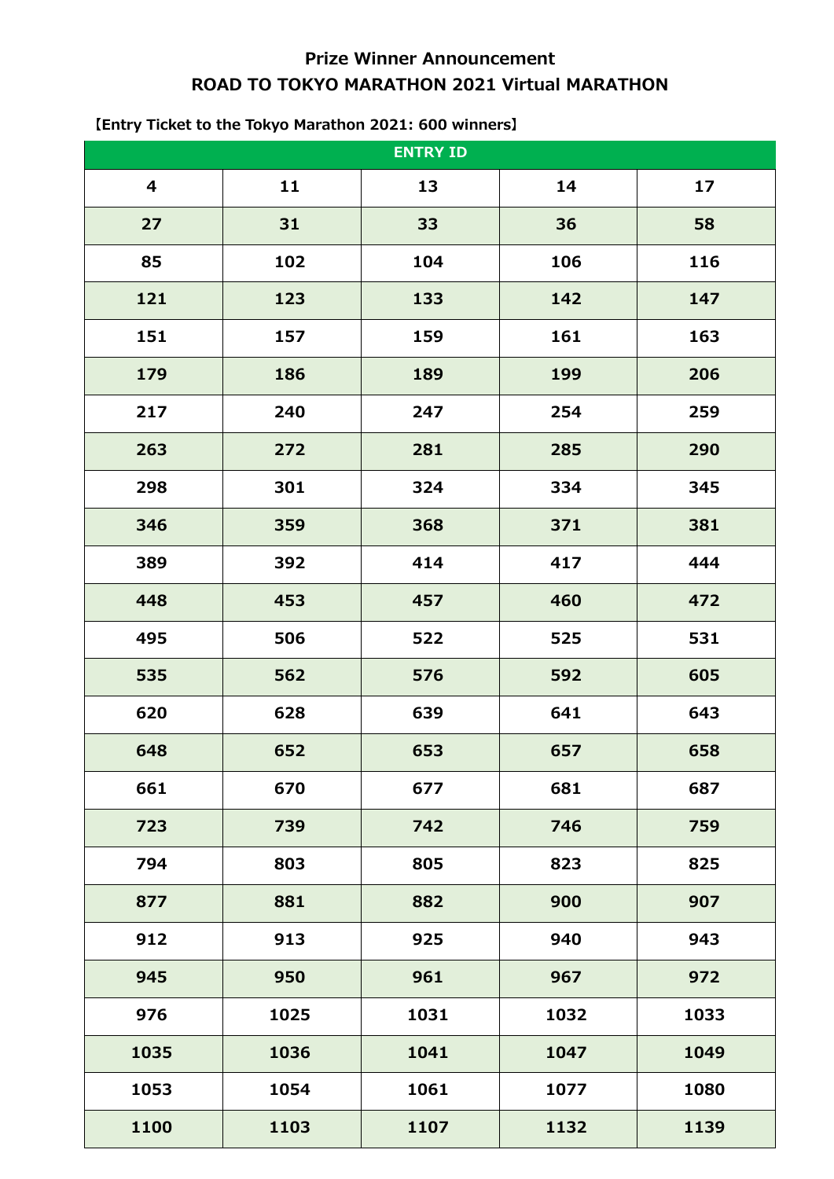## Prize Winner Announcement
## ROAD TO TOKYO MARATHON 2021 Virtual MARATHON

**【Entry Ticket to the Tokyo Marathon 2021: 600 winners】**

| ENTRY ID | | | | |
|---|---|---|---|---|
| 4 | 11 | 13 | 14 | 17 |
| 27 | 31 | 33 | 36 | 58 |
| 85 | 102 | 104 | 106 | 116 |
| 121 | 123 | 133 | 142 | 147 |
| 151 | 157 | 159 | 161 | 163 |
| 179 | 186 | 189 | 199 | 206 |
| 217 | 240 | 247 | 254 | 259 |
| 263 | 272 | 281 | 285 | 290 |
| 298 | 301 | 324 | 334 | 345 |
| 346 | 359 | 368 | 371 | 381 |
| 389 | 392 | 414 | 417 | 444 |
| 448 | 453 | 457 | 460 | 472 |
| 495 | 506 | 522 | 525 | 531 |
| 535 | 562 | 576 | 592 | 605 |
| 620 | 628 | 639 | 641 | 643 |
| 648 | 652 | 653 | 657 | 658 |
| 661 | 670 | 677 | 681 | 687 |
| 723 | 739 | 742 | 746 | 759 |
| 794 | 803 | 805 | 823 | 825 |
| 877 | 881 | 882 | 900 | 907 |
| 912 | 913 | 925 | 940 | 943 |
| 945 | 950 | 961 | 967 | 972 |
| 976 | 1025 | 1031 | 1032 | 1033 |
| 1035 | 1036 | 1041 | 1047 | 1049 |
| 1053 | 1054 | 1061 | 1077 | 1080 |
| 1100 | 1103 | 1107 | 1132 | 1139 |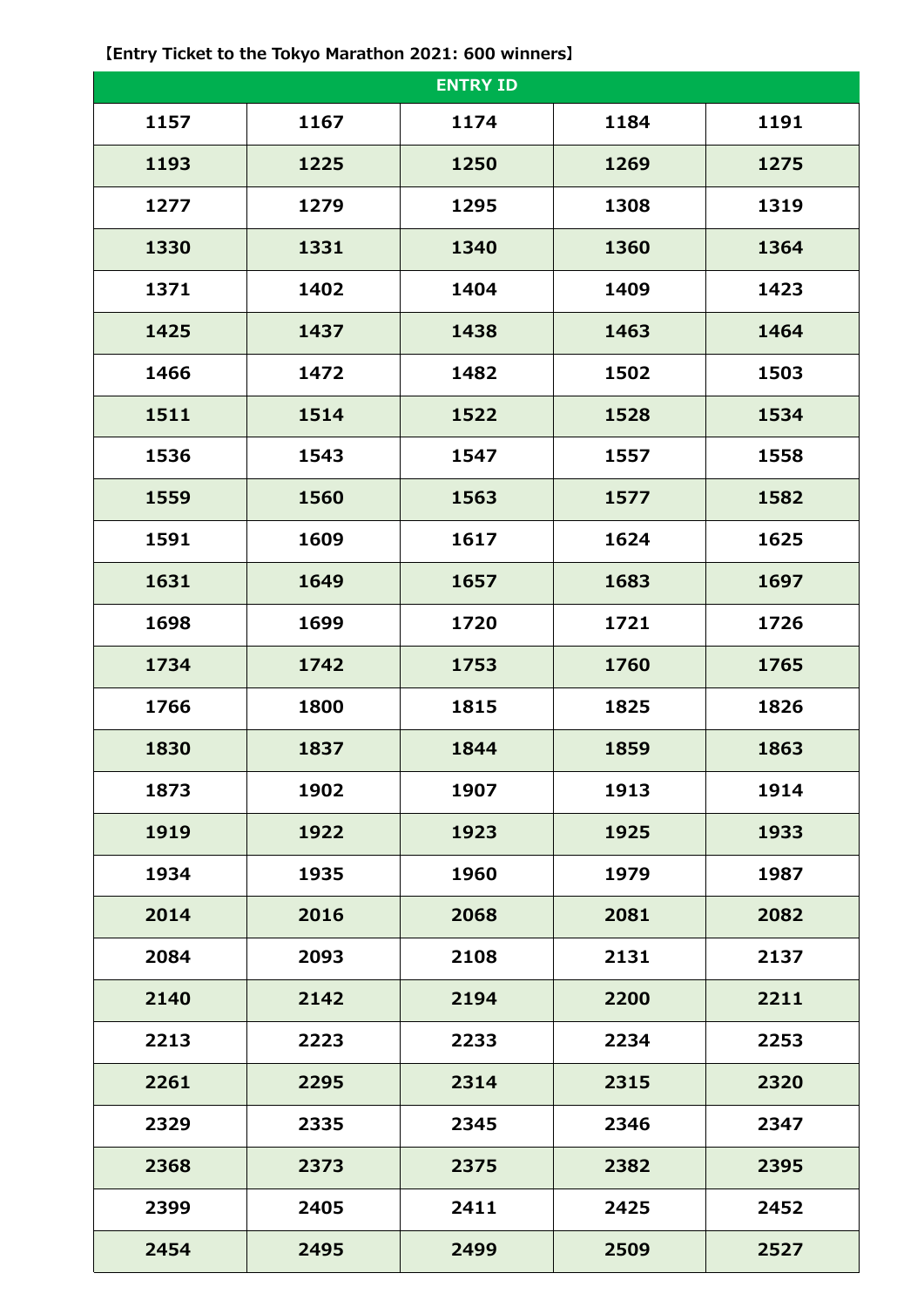【Entry Ticket to the Tokyo Marathon 2021: 600 winners】

| ENTRY ID | | | | |
|---|---|---|---|---|
| 1157 | 1167 | 1174 | 1184 | 1191 |
| 1193 | 1225 | 1250 | 1269 | 1275 |
| 1277 | 1279 | 1295 | 1308 | 1319 |
| 1330 | 1331 | 1340 | 1360 | 1364 |
| 1371 | 1402 | 1404 | 1409 | 1423 |
| 1425 | 1437 | 1438 | 1463 | 1464 |
| 1466 | 1472 | 1482 | 1502 | 1503 |
| 1511 | 1514 | 1522 | 1528 | 1534 |
| 1536 | 1543 | 1547 | 1557 | 1558 |
| 1559 | 1560 | 1563 | 1577 | 1582 |
| 1591 | 1609 | 1617 | 1624 | 1625 |
| 1631 | 1649 | 1657 | 1683 | 1697 |
| 1698 | 1699 | 1720 | 1721 | 1726 |
| 1734 | 1742 | 1753 | 1760 | 1765 |
| 1766 | 1800 | 1815 | 1825 | 1826 |
| 1830 | 1837 | 1844 | 1859 | 1863 |
| 1873 | 1902 | 1907 | 1913 | 1914 |
| 1919 | 1922 | 1923 | 1925 | 1933 |
| 1934 | 1935 | 1960 | 1979 | 1987 |
| 2014 | 2016 | 2068 | 2081 | 2082 |
| 2084 | 2093 | 2108 | 2131 | 2137 |
| 2140 | 2142 | 2194 | 2200 | 2211 |
| 2213 | 2223 | 2233 | 2234 | 2253 |
| 2261 | 2295 | 2314 | 2315 | 2320 |
| 2329 | 2335 | 2345 | 2346 | 2347 |
| 2368 | 2373 | 2375 | 2382 | 2395 |
| 2399 | 2405 | 2411 | 2425 | 2452 |
| 2454 | 2495 | 2499 | 2509 | 2527 |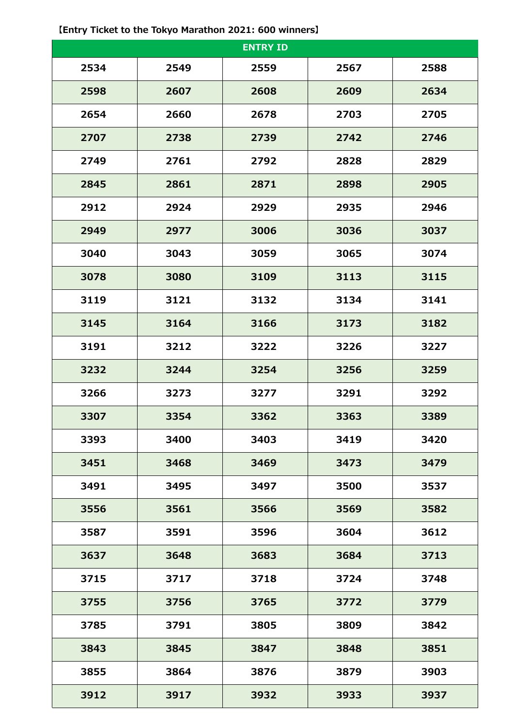【Entry Ticket to the Tokyo Marathon 2021: 600 winners】

| ENTRY ID | | | | |
|---|---|---|---|---|
| 2534 | 2549 | 2559 | 2567 | 2588 |
| 2598 | 2607 | 2608 | 2609 | 2634 |
| 2654 | 2660 | 2678 | 2703 | 2705 |
| 2707 | 2738 | 2739 | 2742 | 2746 |
| 2749 | 2761 | 2792 | 2828 | 2829 |
| 2845 | 2861 | 2871 | 2898 | 2905 |
| 2912 | 2924 | 2929 | 2935 | 2946 |
| 2949 | 2977 | 3006 | 3036 | 3037 |
| 3040 | 3043 | 3059 | 3065 | 3074 |
| 3078 | 3080 | 3109 | 3113 | 3115 |
| 3119 | 3121 | 3132 | 3134 | 3141 |
| 3145 | 3164 | 3166 | 3173 | 3182 |
| 3191 | 3212 | 3222 | 3226 | 3227 |
| 3232 | 3244 | 3254 | 3256 | 3259 |
| 3266 | 3273 | 3277 | 3291 | 3292 |
| 3307 | 3354 | 3362 | 3363 | 3389 |
| 3393 | 3400 | 3403 | 3419 | 3420 |
| 3451 | 3468 | 3469 | 3473 | 3479 |
| 3491 | 3495 | 3497 | 3500 | 3537 |
| 3556 | 3561 | 3566 | 3569 | 3582 |
| 3587 | 3591 | 3596 | 3604 | 3612 |
| 3637 | 3648 | 3683 | 3684 | 3713 |
| 3715 | 3717 | 3718 | 3724 | 3748 |
| 3755 | 3756 | 3765 | 3772 | 3779 |
| 3785 | 3791 | 3805 | 3809 | 3842 |
| 3843 | 3845 | 3847 | 3848 | 3851 |
| 3855 | 3864 | 3876 | 3879 | 3903 |
| 3912 | 3917 | 3932 | 3933 | 3937 |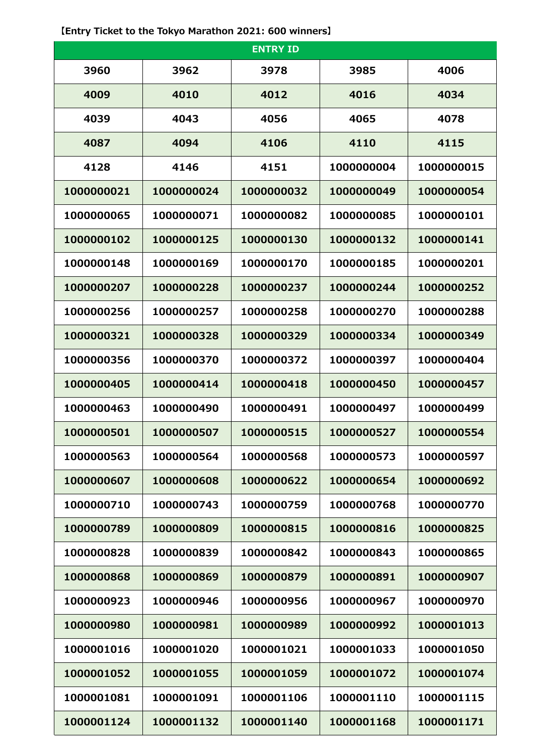【Entry Ticket to the Tokyo Marathon 2021: 600 winners】

| ENTRY ID | | | | |
|---|---|---|---|---|
| 3960 | 3962 | 3978 | 3985 | 4006 |
| 4009 | 4010 | 4012 | 4016 | 4034 |
| 4039 | 4043 | 4056 | 4065 | 4078 |
| 4087 | 4094 | 4106 | 4110 | 4115 |
| 4128 | 4146 | 4151 | 1000000004 | 1000000015 |
| 1000000021 | 1000000024 | 1000000032 | 1000000049 | 1000000054 |
| 1000000065 | 1000000071 | 1000000082 | 1000000085 | 1000000101 |
| 1000000102 | 1000000125 | 1000000130 | 1000000132 | 1000000141 |
| 1000000148 | 1000000169 | 1000000170 | 1000000185 | 1000000201 |
| 1000000207 | 1000000228 | 1000000237 | 1000000244 | 1000000252 |
| 1000000256 | 1000000257 | 1000000258 | 1000000270 | 1000000288 |
| 1000000321 | 1000000328 | 1000000329 | 1000000334 | 1000000349 |
| 1000000356 | 1000000370 | 1000000372 | 1000000397 | 1000000404 |
| 1000000405 | 1000000414 | 1000000418 | 1000000450 | 1000000457 |
| 1000000463 | 1000000490 | 1000000491 | 1000000497 | 1000000499 |
| 1000000501 | 1000000507 | 1000000515 | 1000000527 | 1000000554 |
| 1000000563 | 1000000564 | 1000000568 | 1000000573 | 1000000597 |
| 1000000607 | 1000000608 | 1000000622 | 1000000654 | 1000000692 |
| 1000000710 | 1000000743 | 1000000759 | 1000000768 | 1000000770 |
| 1000000789 | 1000000809 | 1000000815 | 1000000816 | 1000000825 |
| 1000000828 | 1000000839 | 1000000842 | 1000000843 | 1000000865 |
| 1000000868 | 1000000869 | 1000000879 | 1000000891 | 1000000907 |
| 1000000923 | 1000000946 | 1000000956 | 1000000967 | 1000000970 |
| 1000000980 | 1000000981 | 1000000989 | 1000000992 | 1000001013 |
| 1000001016 | 1000001020 | 1000001021 | 1000001033 | 1000001050 |
| 1000001052 | 1000001055 | 1000001059 | 1000001072 | 1000001074 |
| 1000001081 | 1000001091 | 1000001106 | 1000001110 | 1000001115 |
| 1000001124 | 1000001132 | 1000001140 | 1000001168 | 1000001171 |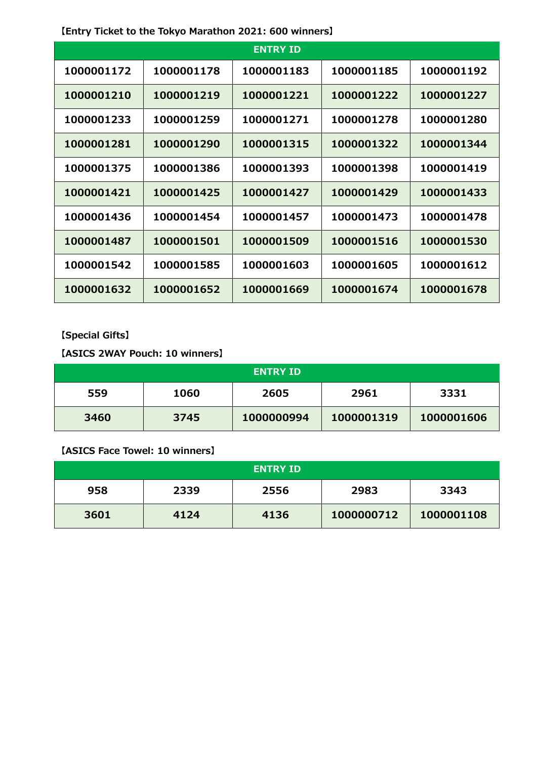【Entry Ticket to the Tokyo Marathon 2021: 600 winners】

| ENTRY ID | | | | |
|---|---|---|---|---|
| 1000001172 | 1000001178 | 1000001183 | 1000001185 | 1000001192 |
| 1000001210 | 1000001219 | 1000001221 | 1000001222 | 1000001227 |
| 1000001233 | 1000001259 | 1000001271 | 1000001278 | 1000001280 |
| 1000001281 | 1000001290 | 1000001315 | 1000001322 | 1000001344 |
| 1000001375 | 1000001386 | 1000001393 | 1000001398 | 1000001419 |
| 1000001421 | 1000001425 | 1000001427 | 1000001429 | 1000001433 |
| 1000001436 | 1000001454 | 1000001457 | 1000001473 | 1000001478 |
| 1000001487 | 1000001501 | 1000001509 | 1000001516 | 1000001530 |
| 1000001542 | 1000001585 | 1000001603 | 1000001605 | 1000001612 |
| 1000001632 | 1000001652 | 1000001669 | 1000001674 | 1000001678 |

【Special Gifts】

【ASICS 2WAY Pouch: 10 winners】

| ENTRY ID | | | | |
|---|---|---|---|---|
| 559 | 1060 | 2605 | 2961 | 3331 |
| 3460 | 3745 | 1000000994 | 1000001319 | 1000001606 |

【ASICS Face Towel: 10 winners】

| ENTRY ID | | | | |
|---|---|---|---|---|
| 958 | 2339 | 2556 | 2983 | 3343 |
| 3601 | 4124 | 4136 | 1000000712 | 1000001108 |